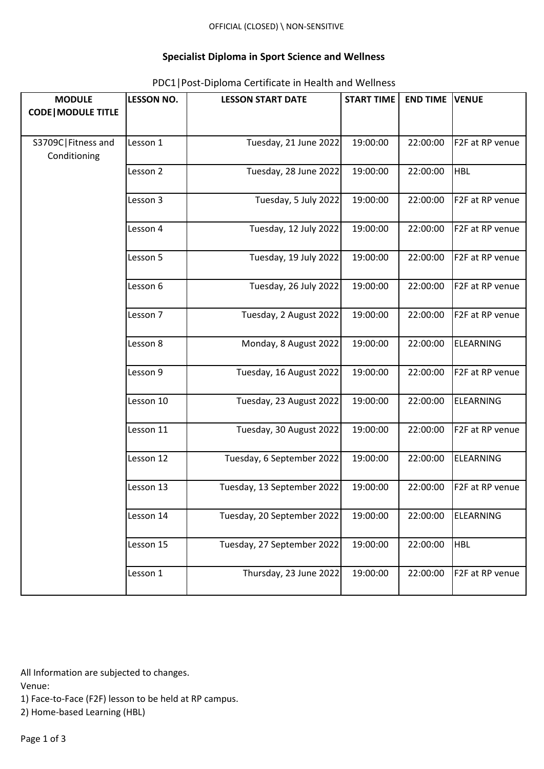OFFICIAL (CLOSED) \ NON-SENSITIVE

# Specialist Diploma in Sport Science and Wellness

PDC1|Post-Diploma Certificate in Health and Wellness

| MODULE CODE\|MODULE TITLE | LESSON NO. | LESSON START DATE | START TIME | END TIME | VENUE |
|---|---|---|---|---|---|
| S3709C\|Fitness and Conditioning | Lesson 1 | Tuesday, 21 June 2022 | 19:00:00 | 22:00:00 | F2F at RP venue |
| | Lesson 2 | Tuesday, 28 June 2022 | 19:00:00 | 22:00:00 | HBL |
| | Lesson 3 | Tuesday, 5 July 2022 | 19:00:00 | 22:00:00 | F2F at RP venue |
| | Lesson 4 | Tuesday, 12 July 2022 | 19:00:00 | 22:00:00 | F2F at RP venue |
| | Lesson 5 | Tuesday, 19 July 2022 | 19:00:00 | 22:00:00 | F2F at RP venue |
| | Lesson 6 | Tuesday, 26 July 2022 | 19:00:00 | 22:00:00 | F2F at RP venue |
| | Lesson 7 | Tuesday, 2 August 2022 | 19:00:00 | 22:00:00 | F2F at RP venue |
| | Lesson 8 | Monday, 8 August 2022 | 19:00:00 | 22:00:00 | ELEARNING |
| | Lesson 9 | Tuesday, 16 August 2022 | 19:00:00 | 22:00:00 | F2F at RP venue |
| | Lesson 10 | Tuesday, 23 August 2022 | 19:00:00 | 22:00:00 | ELEARNING |
| | Lesson 11 | Tuesday, 30 August 2022 | 19:00:00 | 22:00:00 | F2F at RP venue |
| | Lesson 12 | Tuesday, 6 September 2022 | 19:00:00 | 22:00:00 | ELEARNING |
| | Lesson 13 | Tuesday, 13 September 2022 | 19:00:00 | 22:00:00 | F2F at RP venue |
| | Lesson 14 | Tuesday, 20 September 2022 | 19:00:00 | 22:00:00 | ELEARNING |
| | Lesson 15 | Tuesday, 27 September 2022 | 19:00:00 | 22:00:00 | HBL |
| | Lesson 1 | Thursday, 23 June 2022 | 19:00:00 | 22:00:00 | F2F at RP venue |

All Information are subjected to changes.

Venue:

1) Face-to-Face (F2F) lesson to be held at RP campus.
2) Home-based Learning (HBL)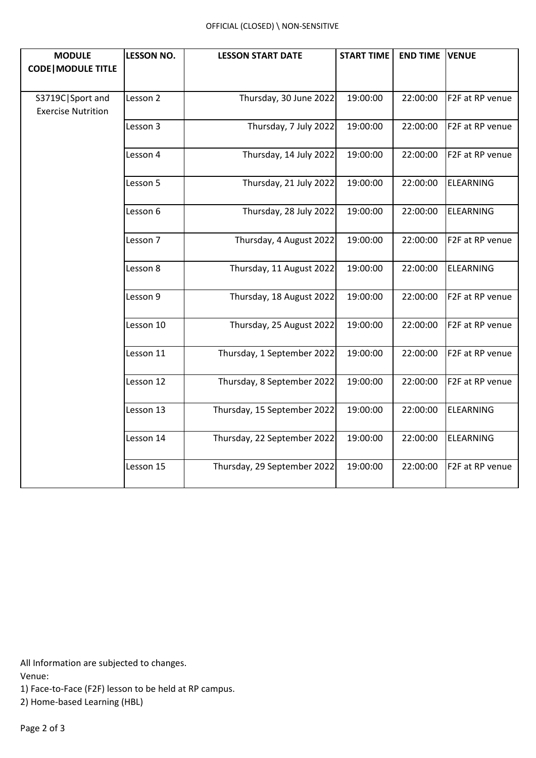| MODULE CODE\|MODULE TITLE | LESSON NO. | LESSON START DATE | START TIME | END TIME | VENUE |
|---|---|---|---|---|---|
| S3719C\|Sport and Exercise Nutrition | Lesson 2 | Thursday, 30 June 2022 | 19:00:00 | 22:00:00 | F2F at RP venue |
| | Lesson 3 | Thursday, 7 July 2022 | 19:00:00 | 22:00:00 | F2F at RP venue |
| | Lesson 4 | Thursday, 14 July 2022 | 19:00:00 | 22:00:00 | F2F at RP venue |
| | Lesson 5 | Thursday, 21 July 2022 | 19:00:00 | 22:00:00 | ELEARNING |
| | Lesson 6 | Thursday, 28 July 2022 | 19:00:00 | 22:00:00 | ELEARNING |
| | Lesson 7 | Thursday, 4 August 2022 | 19:00:00 | 22:00:00 | F2F at RP venue |
| | Lesson 8 | Thursday, 11 August 2022 | 19:00:00 | 22:00:00 | ELEARNING |
| | Lesson 9 | Thursday, 18 August 2022 | 19:00:00 | 22:00:00 | F2F at RP venue |
| | Lesson 10 | Thursday, 25 August 2022 | 19:00:00 | 22:00:00 | F2F at RP venue |
| | Lesson 11 | Thursday, 1 September 2022 | 19:00:00 | 22:00:00 | F2F at RP venue |
| | Lesson 12 | Thursday, 8 September 2022 | 19:00:00 | 22:00:00 | F2F at RP venue |
| | Lesson 13 | Thursday, 15 September 2022 | 19:00:00 | 22:00:00 | ELEARNING |
| | Lesson 14 | Thursday, 22 September 2022 | 19:00:00 | 22:00:00 | ELEARNING |
| | Lesson 15 | Thursday, 29 September 2022 | 19:00:00 | 22:00:00 | F2F at RP venue |

All Information are subjected to changes.

Venue:

1) Face-to-Face (F2F) lesson to be held at RP campus.

2) Home-based Learning (HBL)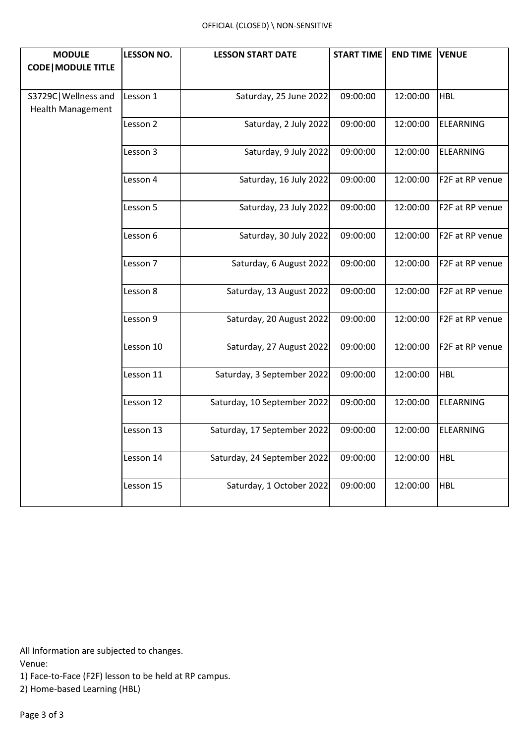| MODULE CODE\|MODULE TITLE | LESSON NO. | LESSON START DATE | START TIME | END TIME | VENUE |
|---|---|---|---|---|---|
| S3729C\|Wellness and Health Management | Lesson 1 | Saturday, 25 June 2022 | 09:00:00 | 12:00:00 | HBL |
| | Lesson 2 | Saturday, 2 July 2022 | 09:00:00 | 12:00:00 | ELEARNING |
| | Lesson 3 | Saturday, 9 July 2022 | 09:00:00 | 12:00:00 | ELEARNING |
| | Lesson 4 | Saturday, 16 July 2022 | 09:00:00 | 12:00:00 | F2F at RP venue |
| | Lesson 5 | Saturday, 23 July 2022 | 09:00:00 | 12:00:00 | F2F at RP venue |
| | Lesson 6 | Saturday, 30 July 2022 | 09:00:00 | 12:00:00 | F2F at RP venue |
| | Lesson 7 | Saturday, 6 August 2022 | 09:00:00 | 12:00:00 | F2F at RP venue |
| | Lesson 8 | Saturday, 13 August 2022 | 09:00:00 | 12:00:00 | F2F at RP venue |
| | Lesson 9 | Saturday, 20 August 2022 | 09:00:00 | 12:00:00 | F2F at RP venue |
| | Lesson 10 | Saturday, 27 August 2022 | 09:00:00 | 12:00:00 | F2F at RP venue |
| | Lesson 11 | Saturday, 3 September 2022 | 09:00:00 | 12:00:00 | HBL |
| | Lesson 12 | Saturday, 10 September 2022 | 09:00:00 | 12:00:00 | ELEARNING |
| | Lesson 13 | Saturday, 17 September 2022 | 09:00:00 | 12:00:00 | ELEARNING |
| | Lesson 14 | Saturday, 24 September 2022 | 09:00:00 | 12:00:00 | HBL |
| | Lesson 15 | Saturday, 1 October 2022 | 09:00:00 | 12:00:00 | HBL |

All Information are subjected to changes.

Venue:

1) Face-to-Face (F2F) lesson to be held at RP campus.

2) Home-based Learning (HBL)